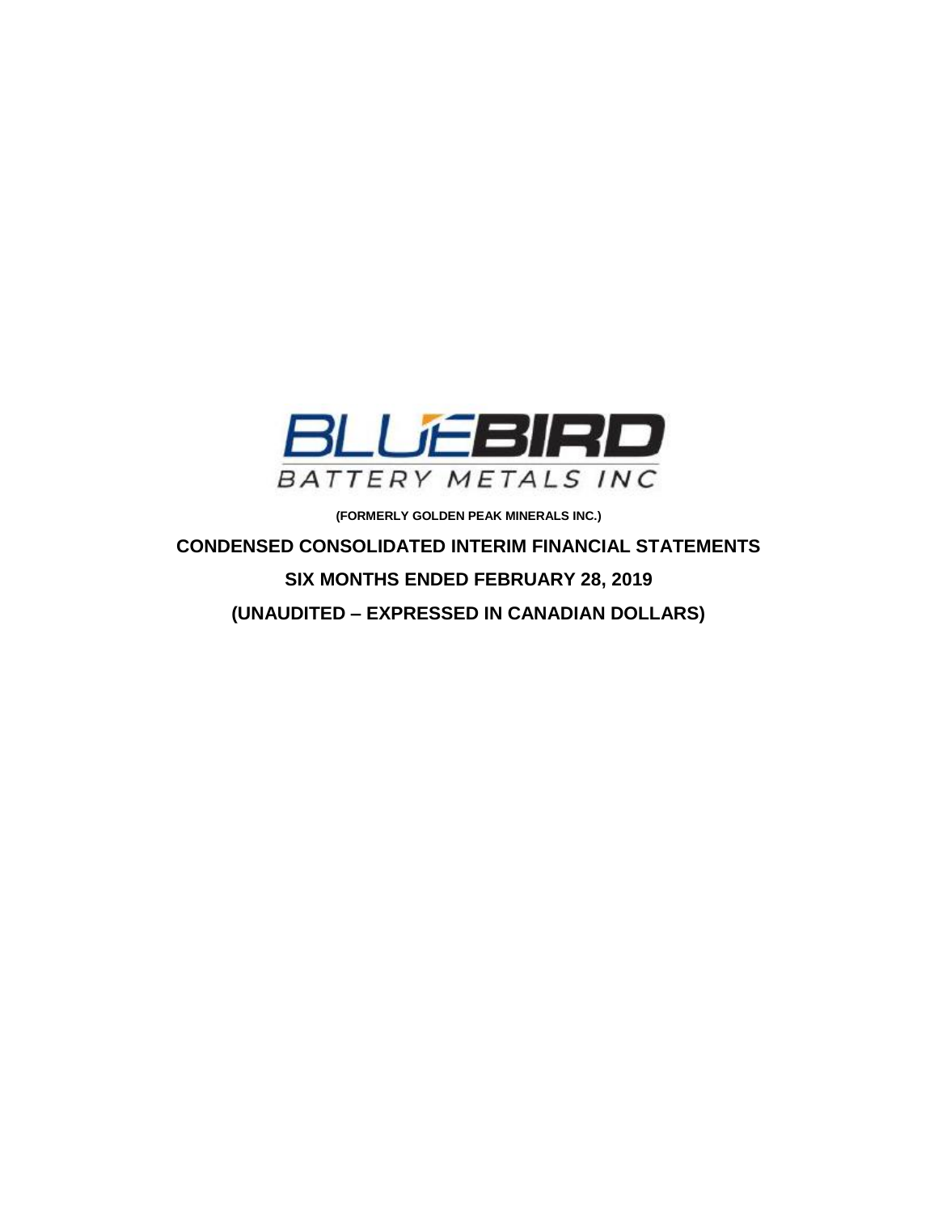BLUEBIRD

BATTERY METALS INC

**(FORMERLY GOLDEN PEAK MINERALS INC.)**

# CONDENSED CONSOLIDATED INTERIM FINANCIAL STATEMENTS

## SIX MONTHS ENDED FEBRUARY 28, 2019

## (UNAUDITED – EXPRESSED IN CANADIAN DOLLARS)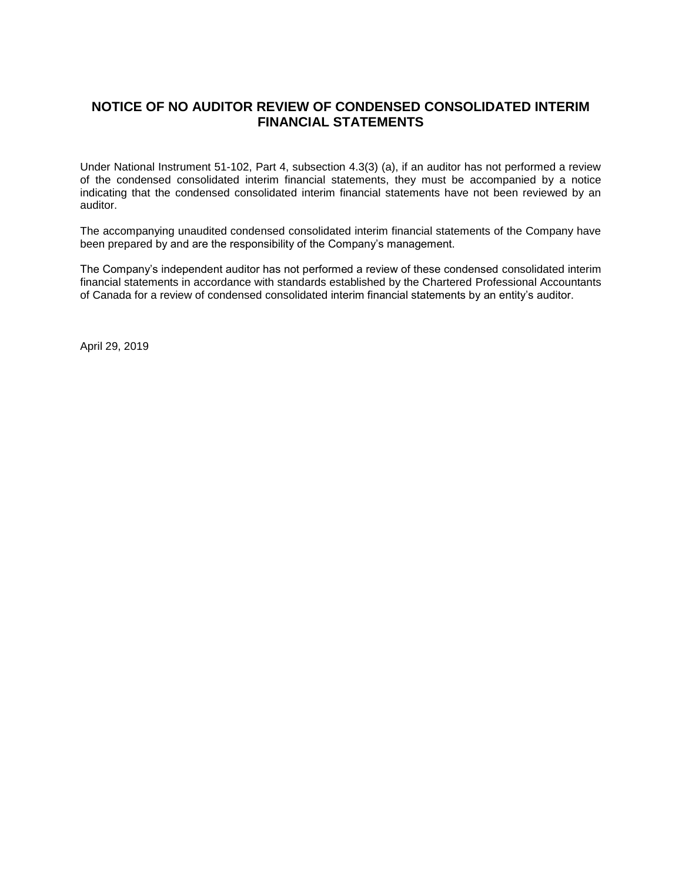# NOTICE OF NO AUDITOR REVIEW OF CONDENSED CONSOLIDATED INTERIM FINANCIAL STATEMENTS

Under National Instrument 51-102, Part 4, subsection 4.3(3) (a), if an auditor has not performed a review of the condensed consolidated interim financial statements, they must be accompanied by a notice indicating that the condensed consolidated interim financial statements have not been reviewed by an auditor.

The accompanying unaudited condensed consolidated interim financial statements of the Company have been prepared by and are the responsibility of the Company's management.

The Company's independent auditor has not performed a review of these condensed consolidated interim financial statements in accordance with standards established by the Chartered Professional Accountants of Canada for a review of condensed consolidated interim financial statements by an entity's auditor.

April 29, 2019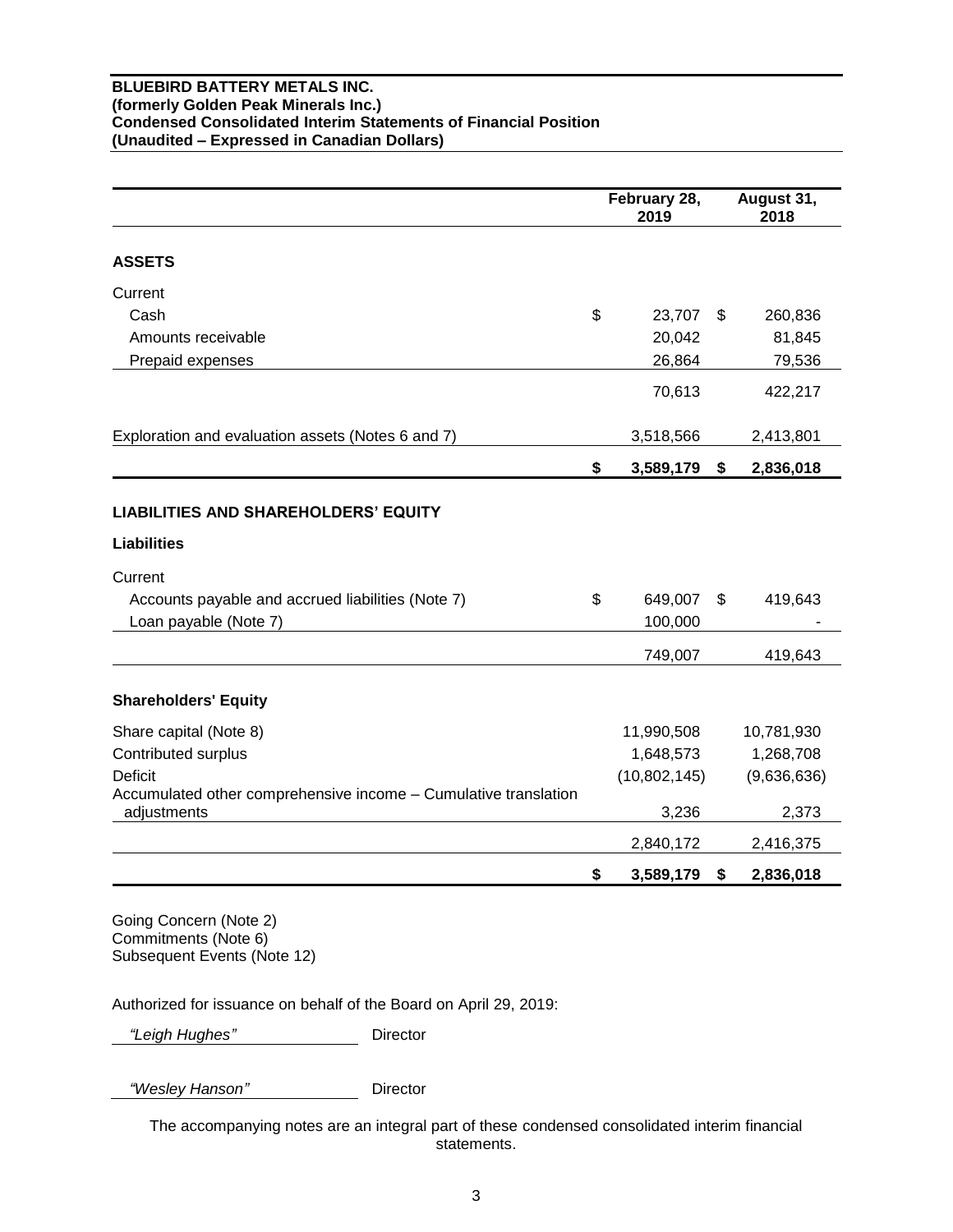**BLUEBIRD BATTERY METALS INC.**
**(formerly Golden Peak Minerals Inc.)**
**Condensed Consolidated Interim Statements of Financial Position**
**(Unaudited – Expressed in Canadian Dollars)**

| | February 28, 2019 | August 31, 2018 |
|---|---|---|
| **ASSETS** | | |
| Current | | |
| Cash | $ 23,707 | $ 260,836 |
| Amounts receivable | 20,042 | 81,845 |
| Prepaid expenses | 26,864 | 79,536 |
| | 70,613 | 422,217 |
| Exploration and evaluation assets (Notes 6 and 7) | 3,518,566 | 2,413,801 |
| | **$ 3,589,179** | **$ 2,836,018** |
| **LIABILITIES AND SHAREHOLDERS' EQUITY** | | |
| **Liabilities** | | |
| Current | | |
| Accounts payable and accrued liabilities (Note 7) | $ 649,007 | $ 419,643 |
| Loan payable (Note 7) | 100,000 | - |
| | 749,007 | 419,643 |
| **Shareholders' Equity** | | |
| Share capital (Note 8) | 11,990,508 | 10,781,930 |
| Contributed surplus | 1,648,573 | 1,268,708 |
| Deficit | (10,802,145) | (9,636,636) |
| Accumulated other comprehensive income – Cumulative translation adjustments | 3,236 | 2,373 |
| | 2,840,172 | 2,416,375 |
| | **$ 3,589,179** | **$ 2,836,018** |

Going Concern (Note 2)
Commitments (Note 6)
Subsequent Events (Note 12)

Authorized for issuance on behalf of the Board on April 29, 2019:

*"Leigh Hughes"* Director

*"Wesley Hanson"* Director

The accompanying notes are an integral part of these condensed consolidated interim financial statements.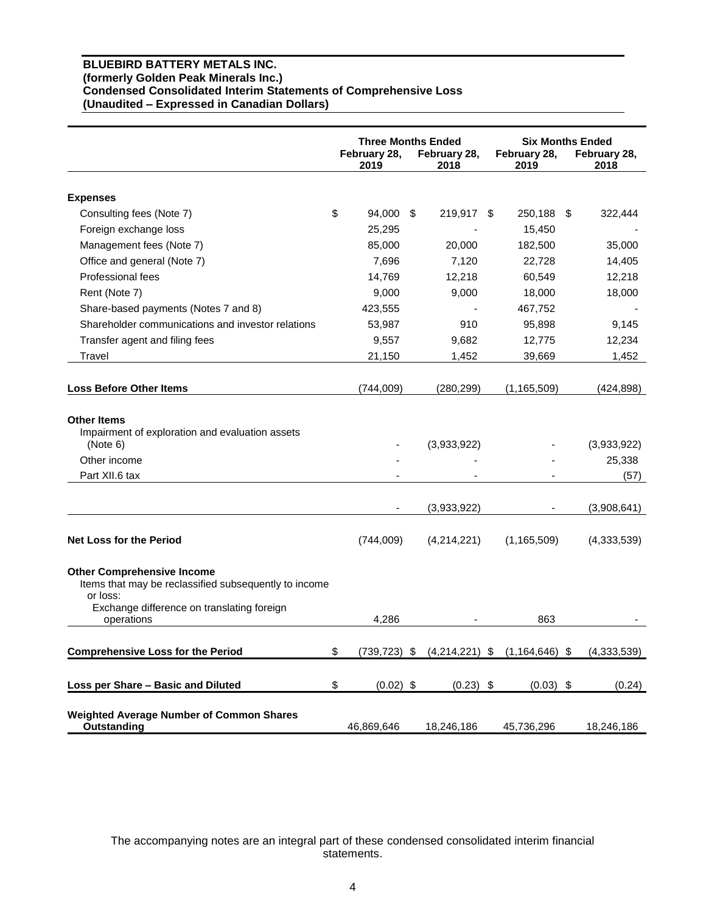**BLUEBIRD BATTERY METALS INC.**
**(formerly Golden Peak Minerals Inc.)**
**Condensed Consolidated Interim Statements of Comprehensive Loss**
**(Unaudited – Expressed in Canadian Dollars)**

| | Three Months Ended | | Six Months Ended | |
|---|---|---|---|---|
| | February 28, 2019 | February 28, 2018 | February 28, 2019 | February 28, 2018 |
| **Expenses** | | | | |
| Consulting fees (Note 7) | $ 94,000 | $ 219,917 | $ 250,188 | $ 322,444 |
| Foreign exchange loss | 25,295 | - | 15,450 | - |
| Management fees (Note 7) | 85,000 | 20,000 | 182,500 | 35,000 |
| Office and general (Note 7) | 7,696 | 7,120 | 22,728 | 14,405 |
| Professional fees | 14,769 | 12,218 | 60,549 | 12,218 |
| Rent (Note 7) | 9,000 | 9,000 | 18,000 | 18,000 |
| Share-based payments (Notes 7 and 8) | 423,555 | - | 467,752 | - |
| Shareholder communications and investor relations | 53,987 | 910 | 95,898 | 9,145 |
| Transfer agent and filing fees | 9,557 | 9,682 | 12,775 | 12,234 |
| Travel | 21,150 | 1,452 | 39,669 | 1,452 |
| **Loss Before Other Items** | (744,009) | (280,299) | (1,165,509) | (424,898) |
| **Other Items** | | | | |
| Impairment of exploration and evaluation assets (Note 6) | - | (3,933,922) | - | (3,933,922) |
| Other income | - | - | - | 25,338 |
| Part XII.6 tax | - | - | - | (57) |
| | - | (3,933,922) | - | (3,908,641) |
| **Net Loss for the Period** | (744,009) | (4,214,221) | (1,165,509) | (4,333,539) |
| **Other Comprehensive Income** | | | | |
| Items that may be reclassified subsequently to income or loss: | | | | |
| Exchange difference on translating foreign operations | 4,286 | - | 863 | - |
| **Comprehensive Loss for the Period** | $ (739,723) | $ (4,214,221) | $ (1,164,646) | $ (4,333,539) |
| **Loss per Share – Basic and Diluted** | $ (0.02) | $ (0.23) | $ (0.03) | $ (0.24) |
| **Weighted Average Number of Common Shares Outstanding** | 46,869,646 | 18,246,186 | 45,736,296 | 18,246,186 |

The accompanying notes are an integral part of these condensed consolidated interim financial statements.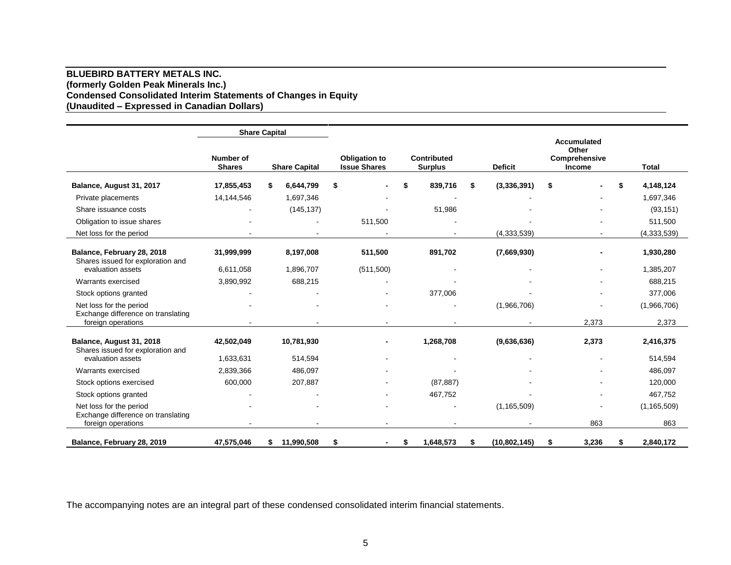**BLUEBIRD BATTERY METALS INC.**
**(formerly Golden Peak Minerals Inc.)**
**Condensed Consolidated Interim Statements of Changes in Equity**
**(Unaudited – Expressed in Canadian Dollars)**

| | Share Capital | | | | | | |
|---|---|---|---|---|---|---|---|
| | Number of Shares | Share Capital | Obligation to Issue Shares | Contributed Surplus | Deficit | Accumulated Other Comprehensive Income | Total |
| **Balance, August 31, 2017** | **17,855,453** | **$ 6,644,799** | **$ -** | **$ 839,716** | **$ (3,336,391)** | **$ -** | **$ 4,148,124** |
| Private placements | 14,144,546 | 1,697,346 | - | - | - | - | 1,697,346 |
| Share issuance costs | - | (145,137) | - | 51,986 | - | - | (93,151) |
| Obligation to issue shares | - | - | 511,500 | - | - | - | 511,500 |
| Net loss for the period | - | - | - | - | (4,333,539) | - | (4,333,539) |
| **Balance, February 28, 2018** | **31,999,999** | **8,197,008** | **511,500** | **891,702** | **(7,669,930)** | **-** | **1,930,280** |
| Shares issued for exploration and evaluation assets | 6,611,058 | 1,896,707 | (511,500) | - | - | - | 1,385,207 |
| Warrants exercised | 3,890,992 | 688,215 | - | - | - | - | 688,215 |
| Stock options granted | - | - | - | 377,006 | - | - | 377,006 |
| Net loss for the period | - | - | - | - | (1,966,706) | - | (1,966,706) |
| Exchange difference on translating foreign operations | - | - | - | - | - | 2,373 | 2,373 |
| **Balance, August 31, 2018** | **42,502,049** | **10,781,930** | **-** | **1,268,708** | **(9,636,636)** | **2,373** | **2,416,375** |
| Shares issued for exploration and evaluation assets | 1,633,631 | 514,594 | - | - | - | - | 514,594 |
| Warrants exercised | 2,839,366 | 486,097 | - | - | - | - | 486,097 |
| Stock options exercised | 600,000 | 207,887 | - | (87,887) | - | - | 120,000 |
| Stock options granted | - | - | - | 467,752 | - | - | 467,752 |
| Net loss for the period | - | - | - | - | (1,165,509) | - | (1,165,509) |
| Exchange difference on translating foreign operations | - | - | - | - | - | 863 | 863 |
| **Balance, February 28, 2019** | **47,575,046** | **$ 11,990,508** | **$ -** | **$ 1,648,573** | **$ (10,802,145)** | **$ 3,236** | **$ 2,840,172** |

The accompanying notes are an integral part of these condensed consolidated interim financial statements.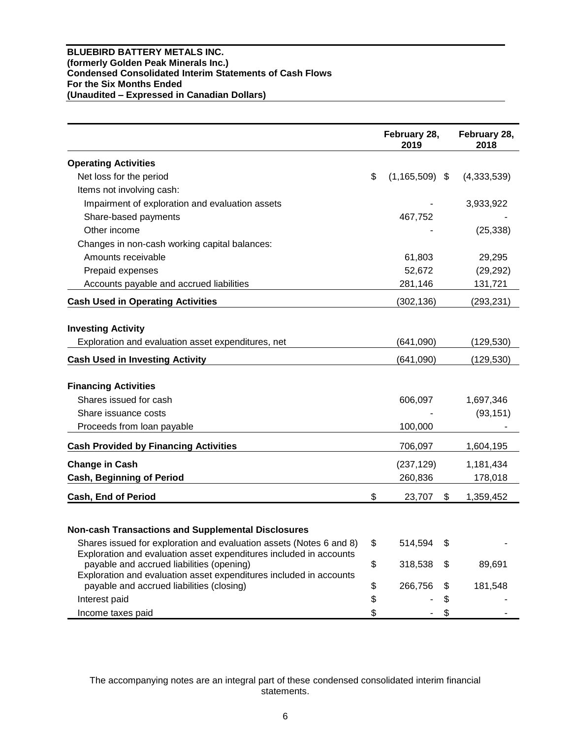**BLUEBIRD BATTERY METALS INC.**
**(formerly Golden Peak Minerals Inc.)**
**Condensed Consolidated Interim Statements of Cash Flows**
**For the Six Months Ended**
**(Unaudited – Expressed in Canadian Dollars)**

| | February 28, 2019 | February 28, 2018 |
|---|---|---|
| **Operating Activities** | | |
| Net loss for the period | $ (1,165,509) | $ (4,333,539) |
| Items not involving cash: | | |
| Impairment of exploration and evaluation assets | - | 3,933,922 |
| Share-based payments | 467,752 | - |
| Other income | - | (25,338) |
| Changes in non-cash working capital balances: | | |
| Amounts receivable | 61,803 | 29,295 |
| Prepaid expenses | 52,672 | (29,292) |
| Accounts payable and accrued liabilities | 281,146 | 131,721 |
| **Cash Used in Operating Activities** | (302,136) | (293,231) |
| **Investing Activity** | | |
| Exploration and evaluation asset expenditures, net | (641,090) | (129,530) |
| **Cash Used in Investing Activity** | (641,090) | (129,530) |
| **Financing Activities** | | |
| Shares issued for cash | 606,097 | 1,697,346 |
| Share issuance costs | - | (93,151) |
| Proceeds from loan payable | 100,000 | - |
| **Cash Provided by Financing Activities** | 706,097 | 1,604,195 |
| **Change in Cash** | (237,129) | 1,181,434 |
| **Cash, Beginning of Period** | 260,836 | 178,018 |
| **Cash, End of Period** | $ 23,707 | $ 1,359,452 |
| **Non-cash Transactions and Supplemental Disclosures** | | |
| Shares issued for exploration and evaluation assets (Notes 6 and 8) | $ 514,594 | $ - |
| Exploration and evaluation asset expenditures included in accounts payable and accrued liabilities (opening) | $ 318,538 | $ 89,691 |
| Exploration and evaluation asset expenditures included in accounts payable and accrued liabilities (closing) | $ 266,756 | $ 181,548 |
| Interest paid | $ - | $ - |
| Income taxes paid | $ - | $ - |

The accompanying notes are an integral part of these condensed consolidated interim financial statements.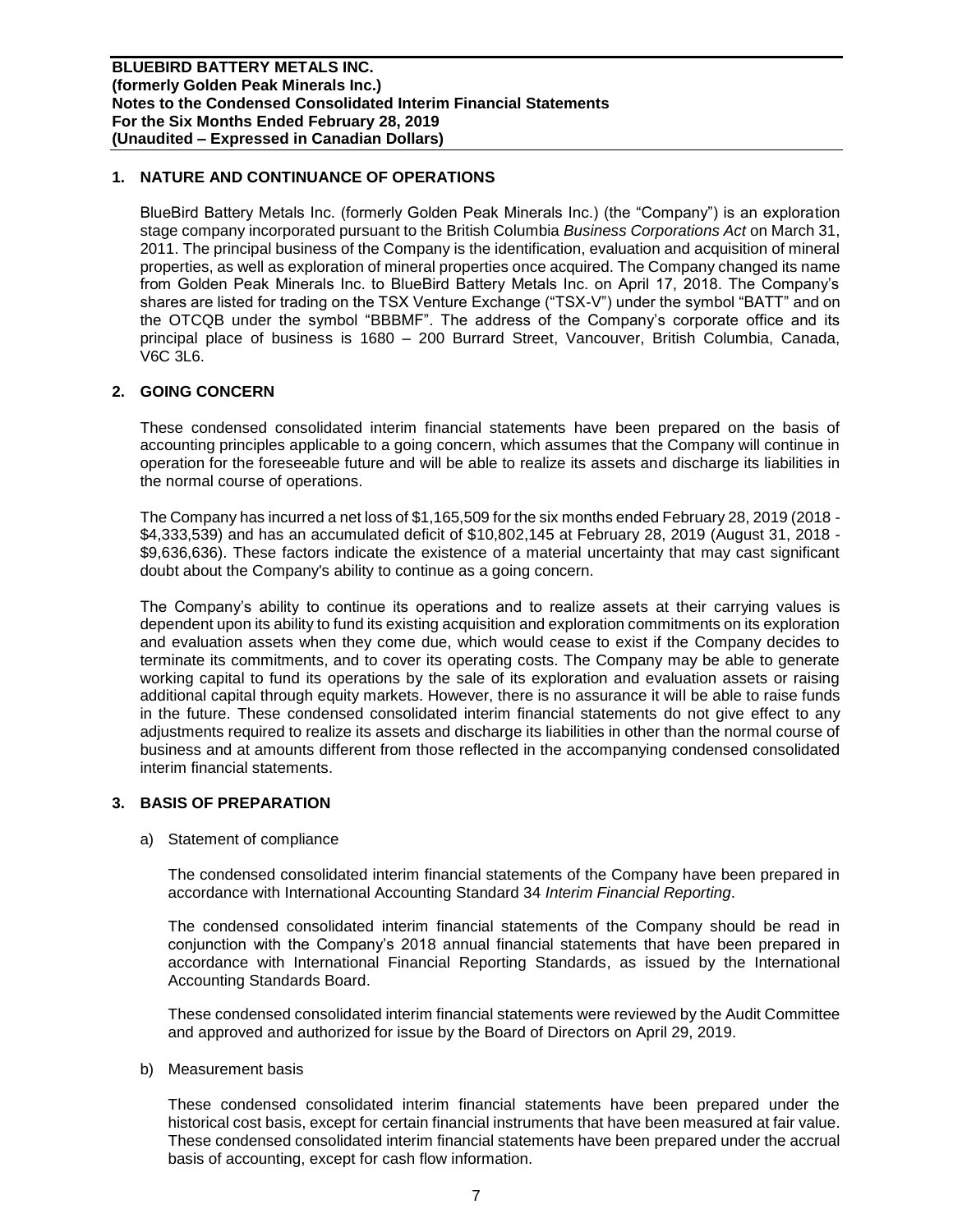## 1. NATURE AND CONTINUANCE OF OPERATIONS

BlueBird Battery Metals Inc. (formerly Golden Peak Minerals Inc.) (the "Company") is an exploration stage company incorporated pursuant to the British Columbia *Business Corporations Act* on March 31, 2011. The principal business of the Company is the identification, evaluation and acquisition of mineral properties, as well as exploration of mineral properties once acquired. The Company changed its name from Golden Peak Minerals Inc. to BlueBird Battery Metals Inc. on April 17, 2018. The Company's shares are listed for trading on the TSX Venture Exchange ("TSX-V") under the symbol "BATT" and on the OTCQB under the symbol "BBBMF". The address of the Company's corporate office and its principal place of business is 1680 – 200 Burrard Street, Vancouver, British Columbia, Canada, V6C 3L6.

## 2. GOING CONCERN

These condensed consolidated interim financial statements have been prepared on the basis of accounting principles applicable to a going concern, which assumes that the Company will continue in operation for the foreseeable future and will be able to realize its assets and discharge its liabilities in the normal course of operations.

The Company has incurred a net loss of $1,165,509 for the six months ended February 28, 2019 (2018 - $4,333,539) and has an accumulated deficit of $10,802,145 at February 28, 2019 (August 31, 2018 - $9,636,636). These factors indicate the existence of a material uncertainty that may cast significant doubt about the Company's ability to continue as a going concern.

The Company's ability to continue its operations and to realize assets at their carrying values is dependent upon its ability to fund its existing acquisition and exploration commitments on its exploration and evaluation assets when they come due, which would cease to exist if the Company decides to terminate its commitments, and to cover its operating costs. The Company may be able to generate working capital to fund its operations by the sale of its exploration and evaluation assets or raising additional capital through equity markets. However, there is no assurance it will be able to raise funds in the future. These condensed consolidated interim financial statements do not give effect to any adjustments required to realize its assets and discharge its liabilities in other than the normal course of business and at amounts different from those reflected in the accompanying condensed consolidated interim financial statements.

## 3. BASIS OF PREPARATION

a) Statement of compliance

The condensed consolidated interim financial statements of the Company have been prepared in accordance with International Accounting Standard 34 *Interim Financial Reporting*.

The condensed consolidated interim financial statements of the Company should be read in conjunction with the Company's 2018 annual financial statements that have been prepared in accordance with International Financial Reporting Standards, as issued by the International Accounting Standards Board.

These condensed consolidated interim financial statements were reviewed by the Audit Committee and approved and authorized for issue by the Board of Directors on April 29, 2019.

b) Measurement basis

These condensed consolidated interim financial statements have been prepared under the historical cost basis, except for certain financial instruments that have been measured at fair value. These condensed consolidated interim financial statements have been prepared under the accrual basis of accounting, except for cash flow information.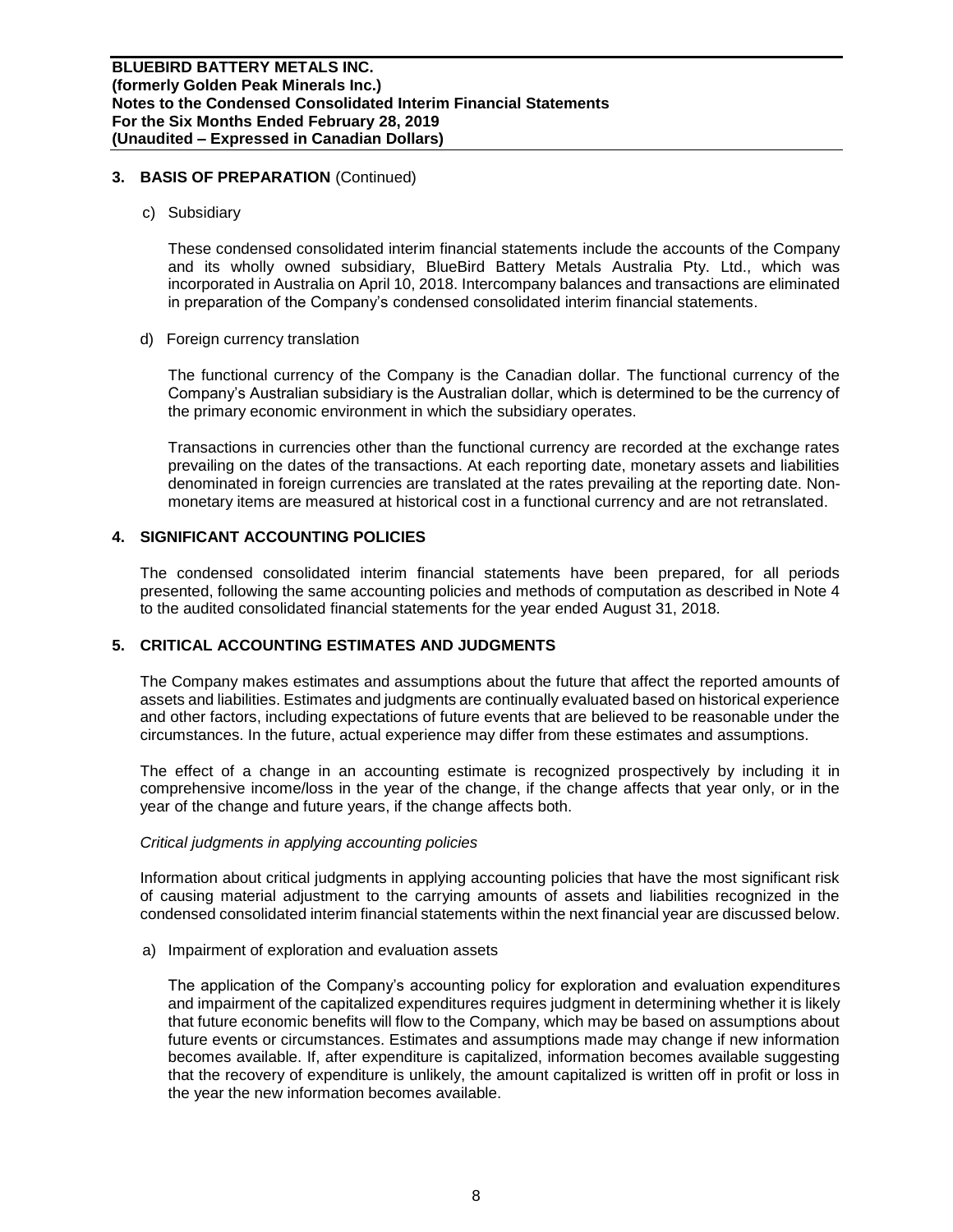## 3. BASIS OF PREPARATION (Continued)

c) Subsidiary

These condensed consolidated interim financial statements include the accounts of the Company and its wholly owned subsidiary, BlueBird Battery Metals Australia Pty. Ltd., which was incorporated in Australia on April 10, 2018. Intercompany balances and transactions are eliminated in preparation of the Company's condensed consolidated interim financial statements.

d) Foreign currency translation

The functional currency of the Company is the Canadian dollar. The functional currency of the Company's Australian subsidiary is the Australian dollar, which is determined to be the currency of the primary economic environment in which the subsidiary operates.

Transactions in currencies other than the functional currency are recorded at the exchange rates prevailing on the dates of the transactions. At each reporting date, monetary assets and liabilities denominated in foreign currencies are translated at the rates prevailing at the reporting date. Non-monetary items are measured at historical cost in a functional currency and are not retranslated.

## 4. SIGNIFICANT ACCOUNTING POLICIES

The condensed consolidated interim financial statements have been prepared, for all periods presented, following the same accounting policies and methods of computation as described in Note 4 to the audited consolidated financial statements for the year ended August 31, 2018.

## 5. CRITICAL ACCOUNTING ESTIMATES AND JUDGMENTS

The Company makes estimates and assumptions about the future that affect the reported amounts of assets and liabilities. Estimates and judgments are continually evaluated based on historical experience and other factors, including expectations of future events that are believed to be reasonable under the circumstances. In the future, actual experience may differ from these estimates and assumptions.

The effect of a change in an accounting estimate is recognized prospectively by including it in comprehensive income/loss in the year of the change, if the change affects that year only, or in the year of the change and future years, if the change affects both.

*Critical judgments in applying accounting policies*

Information about critical judgments in applying accounting policies that have the most significant risk of causing material adjustment to the carrying amounts of assets and liabilities recognized in the condensed consolidated interim financial statements within the next financial year are discussed below.

a) Impairment of exploration and evaluation assets

The application of the Company's accounting policy for exploration and evaluation expenditures and impairment of the capitalized expenditures requires judgment in determining whether it is likely that future economic benefits will flow to the Company, which may be based on assumptions about future events or circumstances. Estimates and assumptions made may change if new information becomes available. If, after expenditure is capitalized, information becomes available suggesting that the recovery of expenditure is unlikely, the amount capitalized is written off in profit or loss in the year the new information becomes available.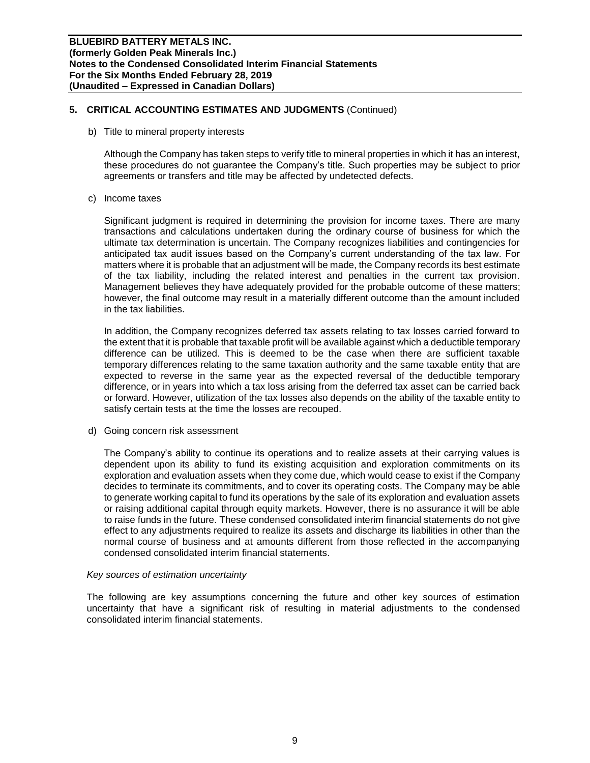## 5. CRITICAL ACCOUNTING ESTIMATES AND JUDGMENTS (Continued)

b) Title to mineral property interests

Although the Company has taken steps to verify title to mineral properties in which it has an interest, these procedures do not guarantee the Company's title. Such properties may be subject to prior agreements or transfers and title may be affected by undetected defects.

c) Income taxes

Significant judgment is required in determining the provision for income taxes. There are many transactions and calculations undertaken during the ordinary course of business for which the ultimate tax determination is uncertain. The Company recognizes liabilities and contingencies for anticipated tax audit issues based on the Company's current understanding of the tax law. For matters where it is probable that an adjustment will be made, the Company records its best estimate of the tax liability, including the related interest and penalties in the current tax provision. Management believes they have adequately provided for the probable outcome of these matters; however, the final outcome may result in a materially different outcome than the amount included in the tax liabilities.

In addition, the Company recognizes deferred tax assets relating to tax losses carried forward to the extent that it is probable that taxable profit will be available against which a deductible temporary difference can be utilized. This is deemed to be the case when there are sufficient taxable temporary differences relating to the same taxation authority and the same taxable entity that are expected to reverse in the same year as the expected reversal of the deductible temporary difference, or in years into which a tax loss arising from the deferred tax asset can be carried back or forward. However, utilization of the tax losses also depends on the ability of the taxable entity to satisfy certain tests at the time the losses are recouped.

d) Going concern risk assessment

The Company's ability to continue its operations and to realize assets at their carrying values is dependent upon its ability to fund its existing acquisition and exploration commitments on its exploration and evaluation assets when they come due, which would cease to exist if the Company decides to terminate its commitments, and to cover its operating costs. The Company may be able to generate working capital to fund its operations by the sale of its exploration and evaluation assets or raising additional capital through equity markets. However, there is no assurance it will be able to raise funds in the future. These condensed consolidated interim financial statements do not give effect to any adjustments required to realize its assets and discharge its liabilities in other than the normal course of business and at amounts different from those reflected in the accompanying condensed consolidated interim financial statements.

*Key sources of estimation uncertainty*

The following are key assumptions concerning the future and other key sources of estimation uncertainty that have a significant risk of resulting in material adjustments to the condensed consolidated interim financial statements.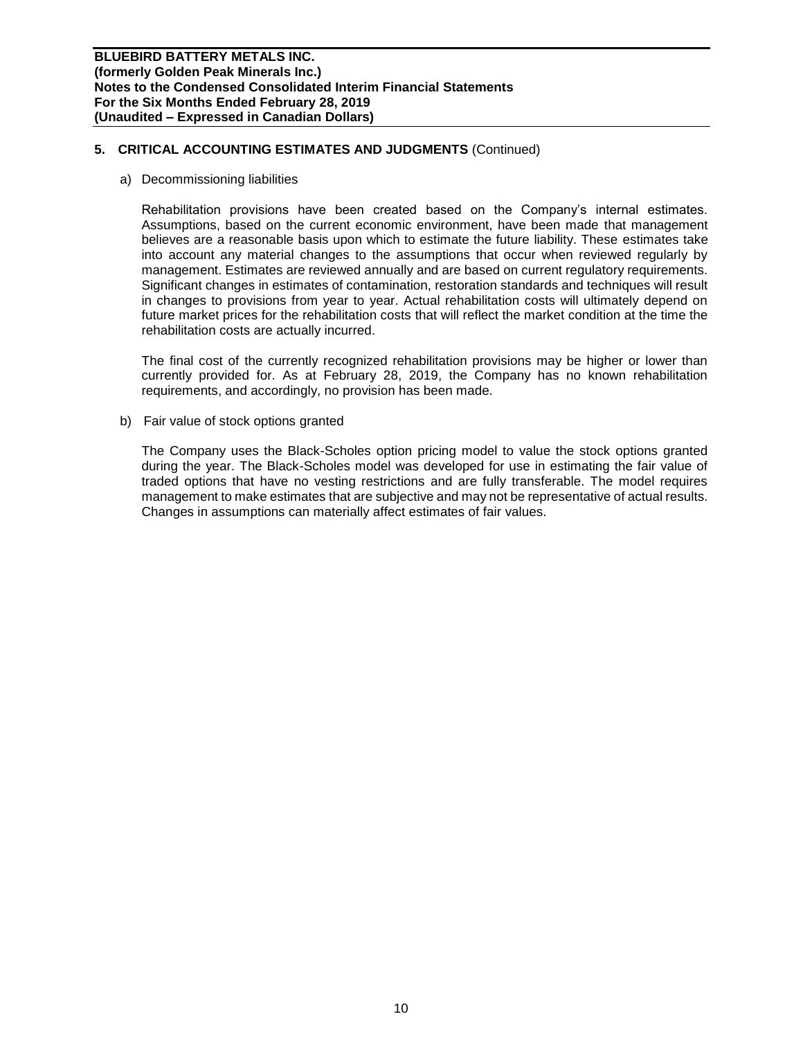## 5. CRITICAL ACCOUNTING ESTIMATES AND JUDGMENTS (Continued)

a) Decommissioning liabilities

Rehabilitation provisions have been created based on the Company's internal estimates. Assumptions, based on the current economic environment, have been made that management believes are a reasonable basis upon which to estimate the future liability. These estimates take into account any material changes to the assumptions that occur when reviewed regularly by management. Estimates are reviewed annually and are based on current regulatory requirements. Significant changes in estimates of contamination, restoration standards and techniques will result in changes to provisions from year to year. Actual rehabilitation costs will ultimately depend on future market prices for the rehabilitation costs that will reflect the market condition at the time the rehabilitation costs are actually incurred.

The final cost of the currently recognized rehabilitation provisions may be higher or lower than currently provided for. As at February 28, 2019, the Company has no known rehabilitation requirements, and accordingly, no provision has been made.

b) Fair value of stock options granted

The Company uses the Black-Scholes option pricing model to value the stock options granted during the year. The Black-Scholes model was developed for use in estimating the fair value of traded options that have no vesting restrictions and are fully transferable. The model requires management to make estimates that are subjective and may not be representative of actual results. Changes in assumptions can materially affect estimates of fair values.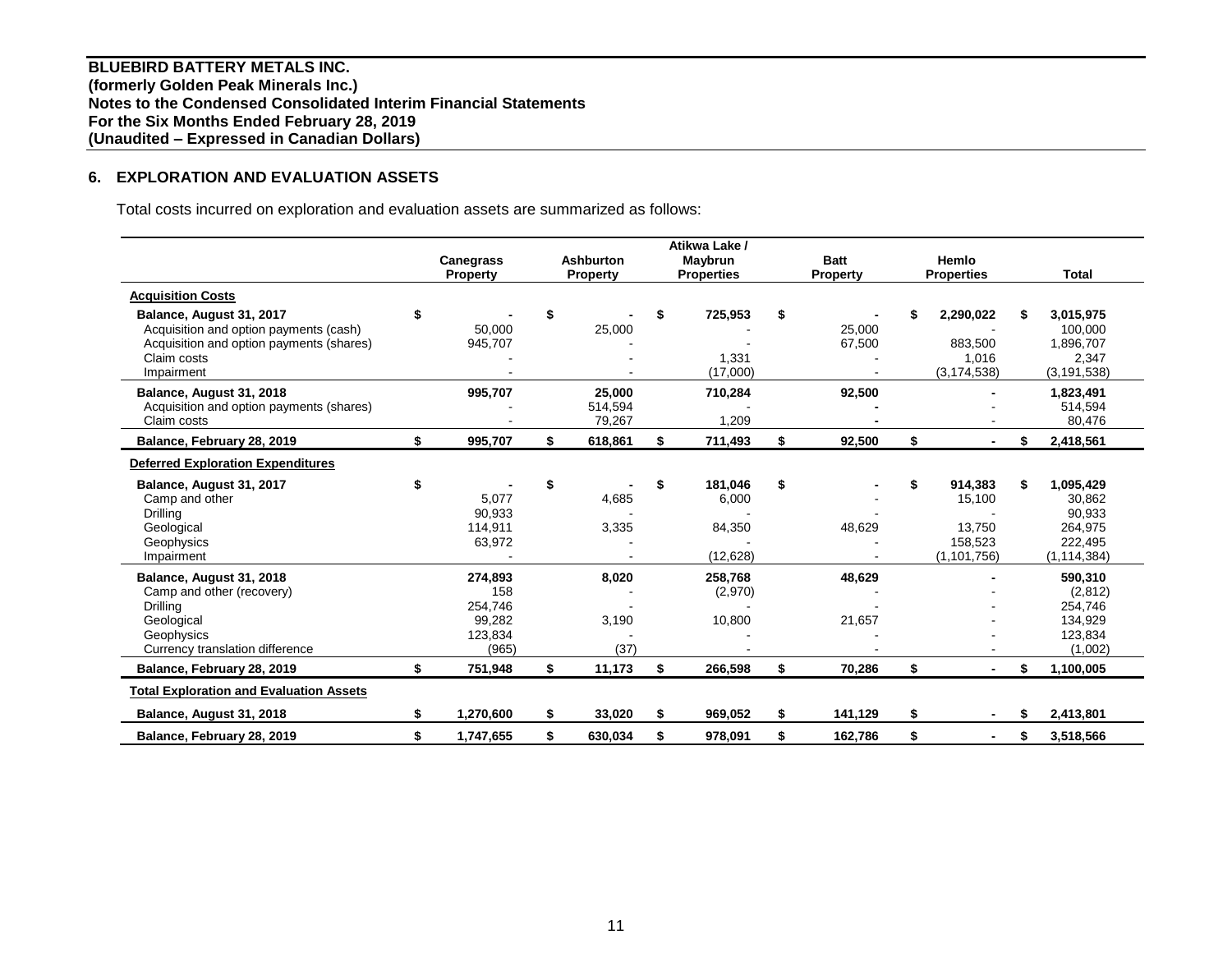**BLUEBIRD BATTERY METALS INC.**
**(formerly Golden Peak Minerals Inc.)**
**Notes to the Condensed Consolidated Interim Financial Statements**
**For the Six Months Ended February 28, 2019**
**(Unaudited – Expressed in Canadian Dollars)**

## 6. EXPLORATION AND EVALUATION ASSETS

Total costs incurred on exploration and evaluation assets are summarized as follows:

| | Canegrass Property | Ashburton Property | Atikwa Lake / Maybrun Properties | Batt Property | Hemlo Properties | Total |
|---|---|---|---|---|---|---|
| **Acquisition Costs** | | | | | | |
| **Balance, August 31, 2017** | $ - | $ - | $ 725,953 | $ - | $ 2,290,022 | $ 3,015,975 |
| Acquisition and option payments (cash) | 50,000 | 25,000 | - | 25,000 | - | 100,000 |
| Acquisition and option payments (shares) | 945,707 | - | - | 67,500 | 883,500 | 1,896,707 |
| Claim costs | - | - | 1,331 | - | 1,016 | 2,347 |
| Impairment | - | - | (17,000) | - | (3,174,538) | (3,191,538) |
| **Balance, August 31, 2018** | 995,707 | 25,000 | 710,284 | 92,500 | - | 1,823,491 |
| Acquisition and option payments (shares) | - | 514,594 | - | - | - | 514,594 |
| Claim costs | - | 79,267 | 1,209 | - | - | 80,476 |
| **Balance, February 28, 2019** | $ 995,707 | $ 618,861 | $ 711,493 | $ 92,500 | $ - | $ 2,418,561 |
| **Deferred Exploration Expenditures** | | | | | | |
| **Balance, August 31, 2017** | $ - | $ - | $ 181,046 | $ - | $ 914,383 | $ 1,095,429 |
| Camp and other | 5,077 | 4,685 | 6,000 | - | 15,100 | 30,862 |
| Drilling | 90,933 | - | - | - | - | 90,933 |
| Geological | 114,911 | 3,335 | 84,350 | 48,629 | 13,750 | 264,975 |
| Geophysics | 63,972 | - | - | - | 158,523 | 222,495 |
| Impairment | - | - | (12,628) | - | (1,101,756) | (1,114,384) |
| **Balance, August 31, 2018** | 274,893 | 8,020 | 258,768 | 48,629 | - | 590,310 |
| Camp and other (recovery) | 158 | - | (2,970) | - | - | (2,812) |
| Drilling | 254,746 | - | - | - | - | 254,746 |
| Geological | 99,282 | 3,190 | 10,800 | 21,657 | - | 134,929 |
| Geophysics | 123,834 | - | - | - | - | 123,834 |
| Currency translation difference | (965) | (37) | - | - | - | (1,002) |
| **Balance, February 28, 2019** | $ 751,948 | $ 11,173 | $ 266,598 | $ 70,286 | $ - | $ 1,100,005 |
| **Total Exploration and Evaluation Assets** | | | | | | |
| **Balance, August 31, 2018** | $ 1,270,600 | $ 33,020 | $ 969,052 | $ 141,129 | $ - | $ 2,413,801 |
| **Balance, February 28, 2019** | $ 1,747,655 | $ 630,034 | $ 978,091 | $ 162,786 | $ - | $ 3,518,566 |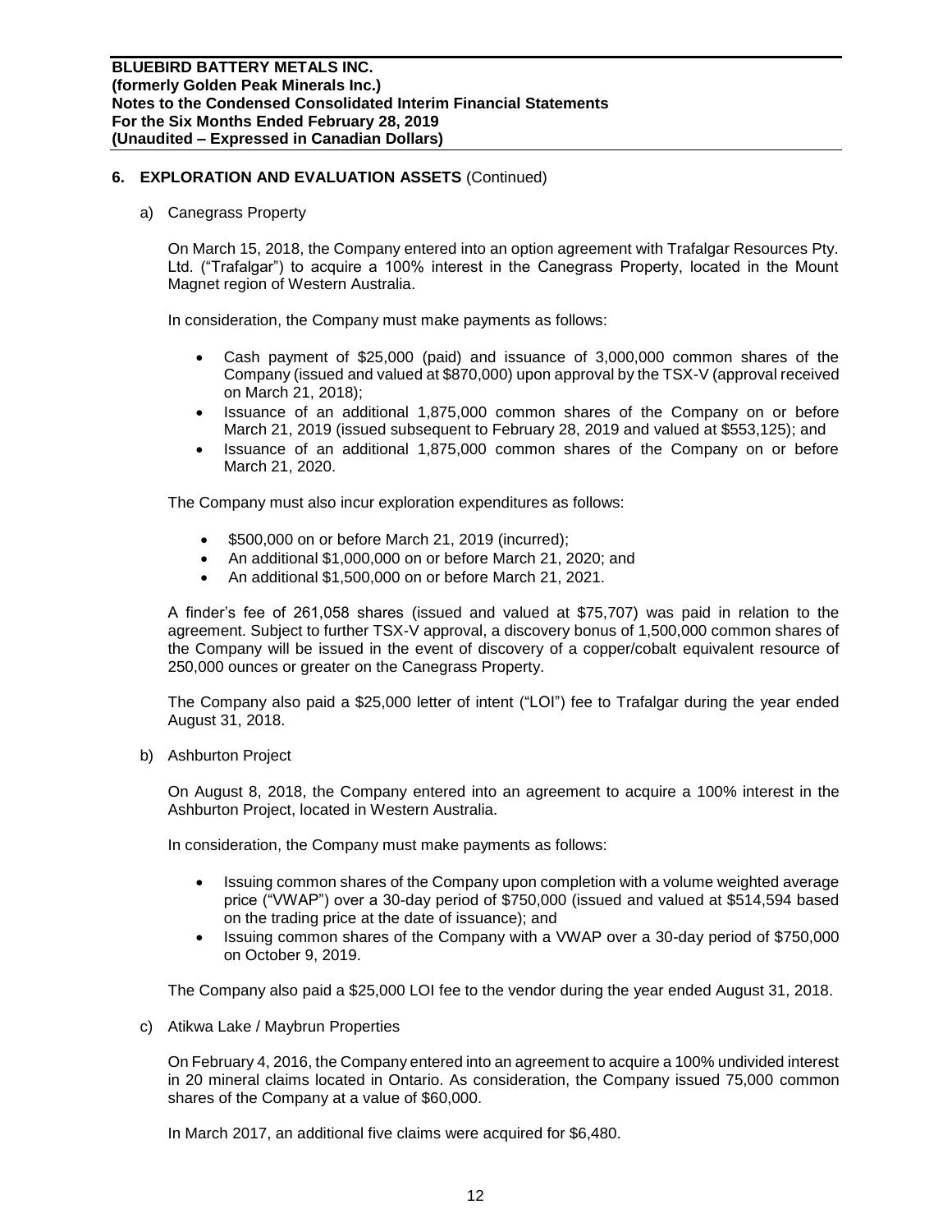## 6. EXPLORATION AND EVALUATION ASSETS (Continued)

a) Canegrass Property

On March 15, 2018, the Company entered into an option agreement with Trafalgar Resources Pty. Ltd. ("Trafalgar") to acquire a 100% interest in the Canegrass Property, located in the Mount Magnet region of Western Australia.

In consideration, the Company must make payments as follows:

- Cash payment of $25,000 (paid) and issuance of 3,000,000 common shares of the Company (issued and valued at $870,000) upon approval by the TSX-V (approval received on March 21, 2018);
- Issuance of an additional 1,875,000 common shares of the Company on or before March 21, 2019 (issued subsequent to February 28, 2019 and valued at $553,125); and
- Issuance of an additional 1,875,000 common shares of the Company on or before March 21, 2020.

The Company must also incur exploration expenditures as follows:

- $500,000 on or before March 21, 2019 (incurred);
- An additional $1,000,000 on or before March 21, 2020; and
- An additional $1,500,000 on or before March 21, 2021.

A finder's fee of 261,058 shares (issued and valued at $75,707) was paid in relation to the agreement. Subject to further TSX-V approval, a discovery bonus of 1,500,000 common shares of the Company will be issued in the event of discovery of a copper/cobalt equivalent resource of 250,000 ounces or greater on the Canegrass Property.

The Company also paid a $25,000 letter of intent ("LOI") fee to Trafalgar during the year ended August 31, 2018.

b) Ashburton Project

On August 8, 2018, the Company entered into an agreement to acquire a 100% interest in the Ashburton Project, located in Western Australia.

In consideration, the Company must make payments as follows:

- Issuing common shares of the Company upon completion with a volume weighted average price ("VWAP") over a 30-day period of $750,000 (issued and valued at $514,594 based on the trading price at the date of issuance); and
- Issuing common shares of the Company with a VWAP over a 30-day period of $750,000 on October 9, 2019.

The Company also paid a $25,000 LOI fee to the vendor during the year ended August 31, 2018.

c) Atikwa Lake / Maybrun Properties

On February 4, 2016, the Company entered into an agreement to acquire a 100% undivided interest in 20 mineral claims located in Ontario. As consideration, the Company issued 75,000 common shares of the Company at a value of $60,000.

In March 2017, an additional five claims were acquired for $6,480.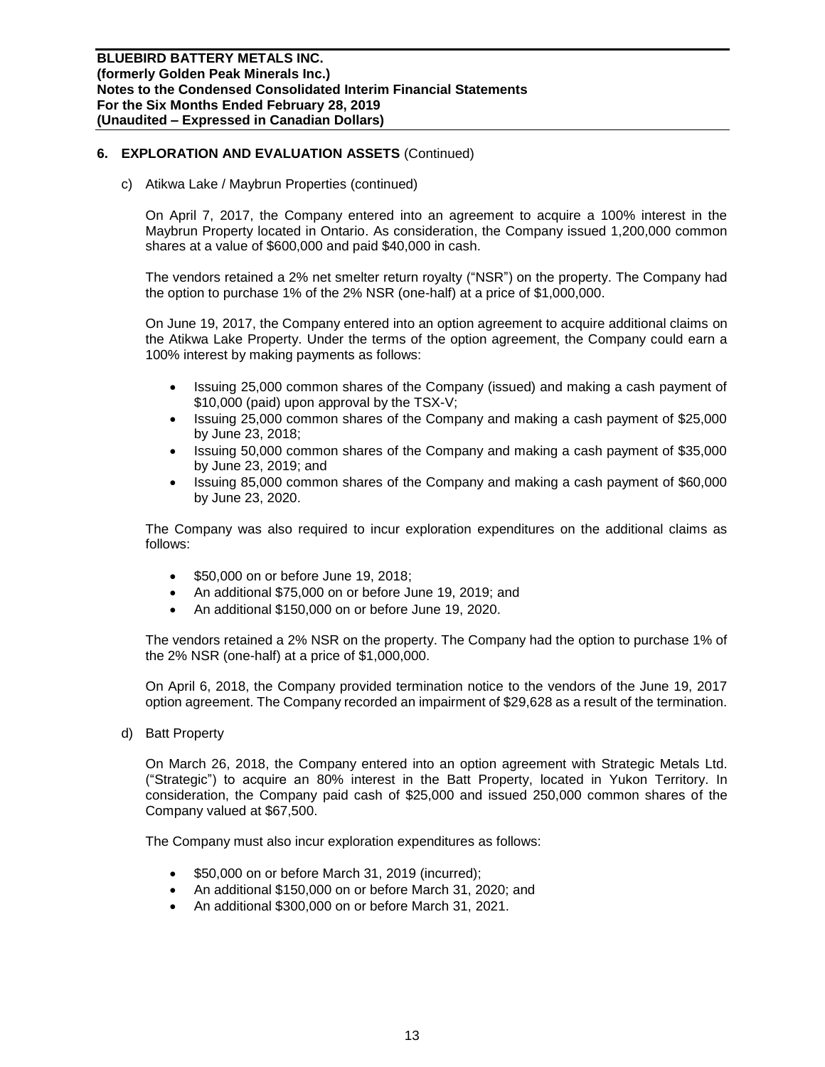## 6. EXPLORATION AND EVALUATION ASSETS (Continued)

c) Atikwa Lake / Maybrun Properties (continued)

On April 7, 2017, the Company entered into an agreement to acquire a 100% interest in the Maybrun Property located in Ontario. As consideration, the Company issued 1,200,000 common shares at a value of $600,000 and paid $40,000 in cash.

The vendors retained a 2% net smelter return royalty ("NSR") on the property. The Company had the option to purchase 1% of the 2% NSR (one-half) at a price of $1,000,000.

On June 19, 2017, the Company entered into an option agreement to acquire additional claims on the Atikwa Lake Property. Under the terms of the option agreement, the Company could earn a 100% interest by making payments as follows:

- Issuing 25,000 common shares of the Company (issued) and making a cash payment of $10,000 (paid) upon approval by the TSX-V;
- Issuing 25,000 common shares of the Company and making a cash payment of $25,000 by June 23, 2018;
- Issuing 50,000 common shares of the Company and making a cash payment of $35,000 by June 23, 2019; and
- Issuing 85,000 common shares of the Company and making a cash payment of $60,000 by June 23, 2020.

The Company was also required to incur exploration expenditures on the additional claims as follows:

- $50,000 on or before June 19, 2018;
- An additional $75,000 on or before June 19, 2019; and
- An additional $150,000 on or before June 19, 2020.

The vendors retained a 2% NSR on the property. The Company had the option to purchase 1% of the 2% NSR (one-half) at a price of $1,000,000.

On April 6, 2018, the Company provided termination notice to the vendors of the June 19, 2017 option agreement. The Company recorded an impairment of $29,628 as a result of the termination.

d) Batt Property

On March 26, 2018, the Company entered into an option agreement with Strategic Metals Ltd. ("Strategic") to acquire an 80% interest in the Batt Property, located in Yukon Territory. In consideration, the Company paid cash of $25,000 and issued 250,000 common shares of the Company valued at $67,500.

The Company must also incur exploration expenditures as follows:

- $50,000 on or before March 31, 2019 (incurred);
- An additional $150,000 on or before March 31, 2020; and
- An additional $300,000 on or before March 31, 2021.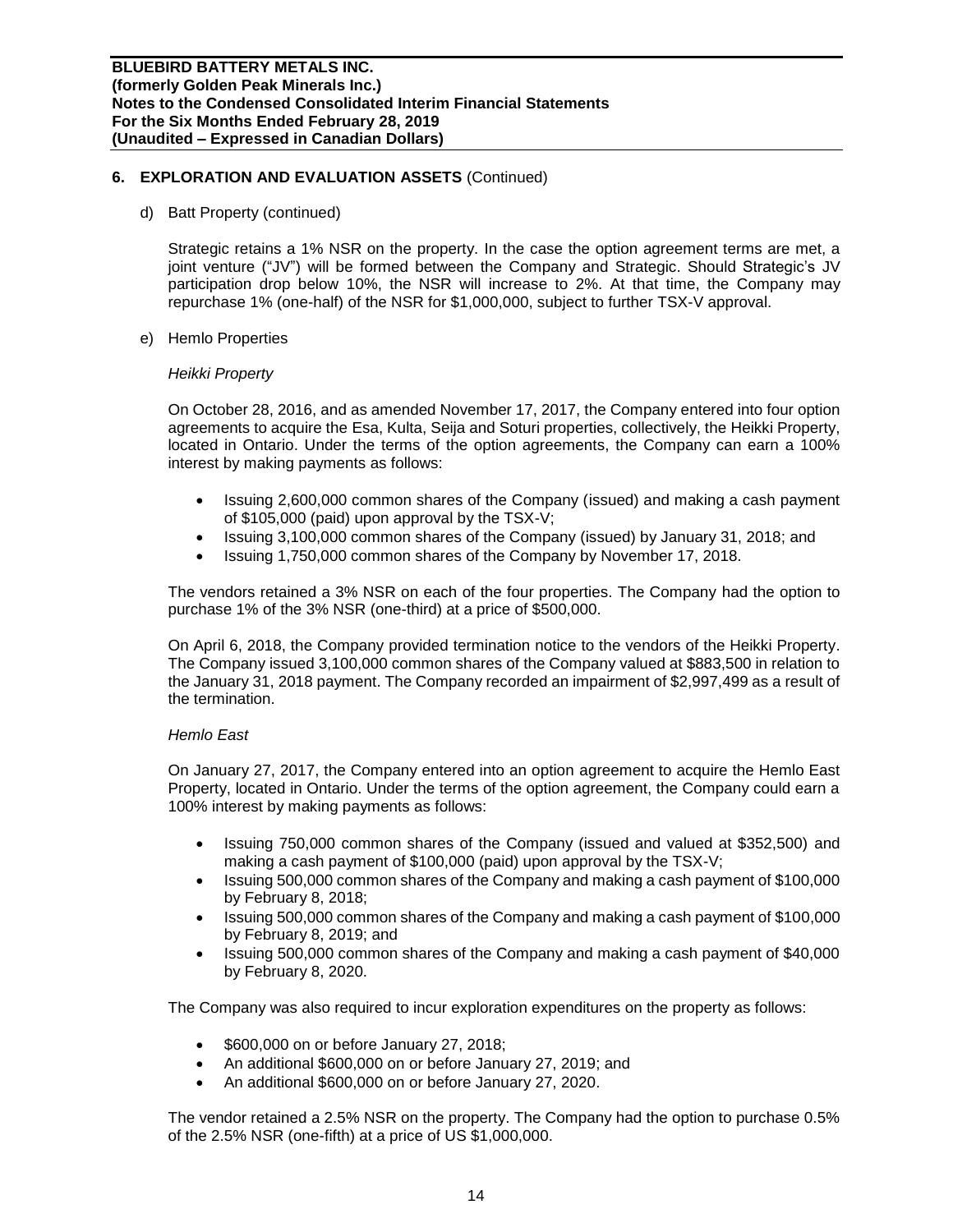## 6. EXPLORATION AND EVALUATION ASSETS (Continued)

d) Batt Property (continued)

Strategic retains a 1% NSR on the property. In the case the option agreement terms are met, a joint venture ("JV") will be formed between the Company and Strategic. Should Strategic's JV participation drop below 10%, the NSR will increase to 2%. At that time, the Company may repurchase 1% (one-half) of the NSR for $1,000,000, subject to further TSX-V approval.

e) Hemlo Properties

*Heikki Property*

On October 28, 2016, and as amended November 17, 2017, the Company entered into four option agreements to acquire the Esa, Kulta, Seija and Soturi properties, collectively, the Heikki Property, located in Ontario. Under the terms of the option agreements, the Company can earn a 100% interest by making payments as follows:

- Issuing 2,600,000 common shares of the Company (issued) and making a cash payment of $105,000 (paid) upon approval by the TSX-V;
- Issuing 3,100,000 common shares of the Company (issued) by January 31, 2018; and
- Issuing 1,750,000 common shares of the Company by November 17, 2018.

The vendors retained a 3% NSR on each of the four properties. The Company had the option to purchase 1% of the 3% NSR (one-third) at a price of $500,000.

On April 6, 2018, the Company provided termination notice to the vendors of the Heikki Property. The Company issued 3,100,000 common shares of the Company valued at $883,500 in relation to the January 31, 2018 payment. The Company recorded an impairment of $2,997,499 as a result of the termination.

*Hemlo East*

On January 27, 2017, the Company entered into an option agreement to acquire the Hemlo East Property, located in Ontario. Under the terms of the option agreement, the Company could earn a 100% interest by making payments as follows:

- Issuing 750,000 common shares of the Company (issued and valued at $352,500) and making a cash payment of $100,000 (paid) upon approval by the TSX-V;
- Issuing 500,000 common shares of the Company and making a cash payment of $100,000 by February 8, 2018;
- Issuing 500,000 common shares of the Company and making a cash payment of $100,000 by February 8, 2019; and
- Issuing 500,000 common shares of the Company and making a cash payment of $40,000 by February 8, 2020.

The Company was also required to incur exploration expenditures on the property as follows:

- $600,000 on or before January 27, 2018;
- An additional $600,000 on or before January 27, 2019; and
- An additional $600,000 on or before January 27, 2020.

The vendor retained a 2.5% NSR on the property. The Company had the option to purchase 0.5% of the 2.5% NSR (one-fifth) at a price of US $1,000,000.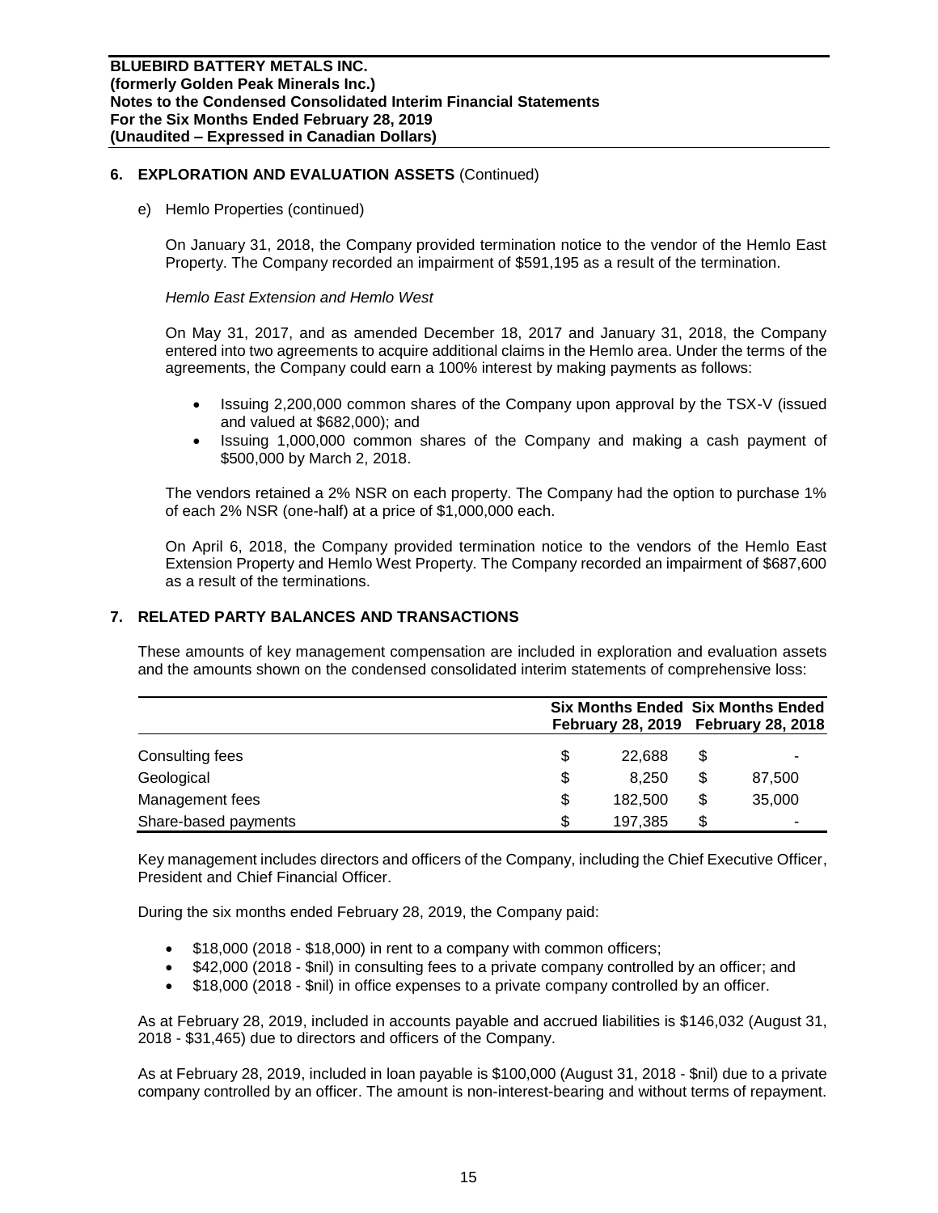## 6. EXPLORATION AND EVALUATION ASSETS (Continued)

e) Hemlo Properties (continued)

On January 31, 2018, the Company provided termination notice to the vendor of the Hemlo East Property. The Company recorded an impairment of $591,195 as a result of the termination.

*Hemlo East Extension and Hemlo West*

On May 31, 2017, and as amended December 18, 2017 and January 31, 2018, the Company entered into two agreements to acquire additional claims in the Hemlo area. Under the terms of the agreements, the Company could earn a 100% interest by making payments as follows:

- Issuing 2,200,000 common shares of the Company upon approval by the TSX-V (issued and valued at $682,000); and
- Issuing 1,000,000 common shares of the Company and making a cash payment of $500,000 by March 2, 2018.

The vendors retained a 2% NSR on each property. The Company had the option to purchase 1% of each 2% NSR (one-half) at a price of $1,000,000 each.

On April 6, 2018, the Company provided termination notice to the vendors of the Hemlo East Extension Property and Hemlo West Property. The Company recorded an impairment of $687,600 as a result of the terminations.

## 7. RELATED PARTY BALANCES AND TRANSACTIONS

These amounts of key management compensation are included in exploration and evaluation assets and the amounts shown on the condensed consolidated interim statements of comprehensive loss:

| | Six Months Ended February 28, 2019 | Six Months Ended February 28, 2018 |
|---|---|---|
| Consulting fees | $ 22,688 | $ - |
| Geological | $ 8,250 | $ 87,500 |
| Management fees | $ 182,500 | $ 35,000 |
| Share-based payments | $ 197,385 | $ - |

Key management includes directors and officers of the Company, including the Chief Executive Officer, President and Chief Financial Officer.

During the six months ended February 28, 2019, the Company paid:

- $18,000 (2018 - $18,000) in rent to a company with common officers;
- $42,000 (2018 - $nil) in consulting fees to a private company controlled by an officer; and
- $18,000 (2018 - $nil) in office expenses to a private company controlled by an officer.

As at February 28, 2019, included in accounts payable and accrued liabilities is $146,032 (August 31, 2018 - $31,465) due to directors and officers of the Company.

As at February 28, 2019, included in loan payable is $100,000 (August 31, 2018 - $nil) due to a private company controlled by an officer. The amount is non-interest-bearing and without terms of repayment.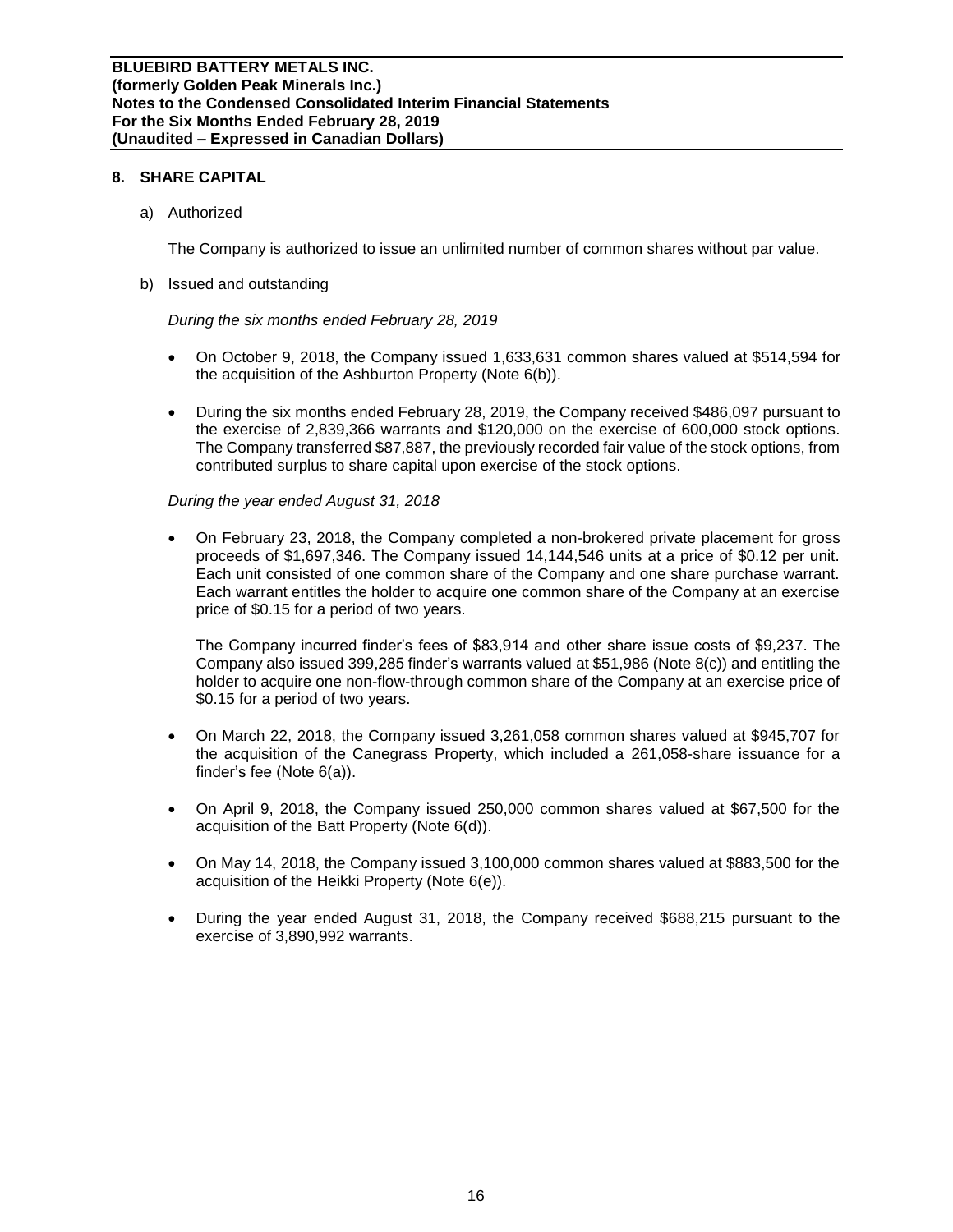## 8. SHARE CAPITAL

a) Authorized

The Company is authorized to issue an unlimited number of common shares without par value.

b) Issued and outstanding

*During the six months ended February 28, 2019*

- On October 9, 2018, the Company issued 1,633,631 common shares valued at $514,594 for the acquisition of the Ashburton Property (Note 6(b)).
- During the six months ended February 28, 2019, the Company received $486,097 pursuant to the exercise of 2,839,366 warrants and $120,000 on the exercise of 600,000 stock options. The Company transferred $87,887, the previously recorded fair value of the stock options, from contributed surplus to share capital upon exercise of the stock options.

*During the year ended August 31, 2018*

- On February 23, 2018, the Company completed a non-brokered private placement for gross proceeds of $1,697,346. The Company issued 14,144,546 units at a price of $0.12 per unit. Each unit consisted of one common share of the Company and one share purchase warrant. Each warrant entitles the holder to acquire one common share of the Company at an exercise price of $0.15 for a period of two years.

  The Company incurred finder's fees of $83,914 and other share issue costs of $9,237. The Company also issued 399,285 finder's warrants valued at $51,986 (Note 8(c)) and entitling the holder to acquire one non-flow-through common share of the Company at an exercise price of $0.15 for a period of two years.

- On March 22, 2018, the Company issued 3,261,058 common shares valued at $945,707 for the acquisition of the Canegrass Property, which included a 261,058-share issuance for a finder's fee (Note 6(a)).
- On April 9, 2018, the Company issued 250,000 common shares valued at $67,500 for the acquisition of the Batt Property (Note 6(d)).
- On May 14, 2018, the Company issued 3,100,000 common shares valued at $883,500 for the acquisition of the Heikki Property (Note 6(e)).
- During the year ended August 31, 2018, the Company received $688,215 pursuant to the exercise of 3,890,992 warrants.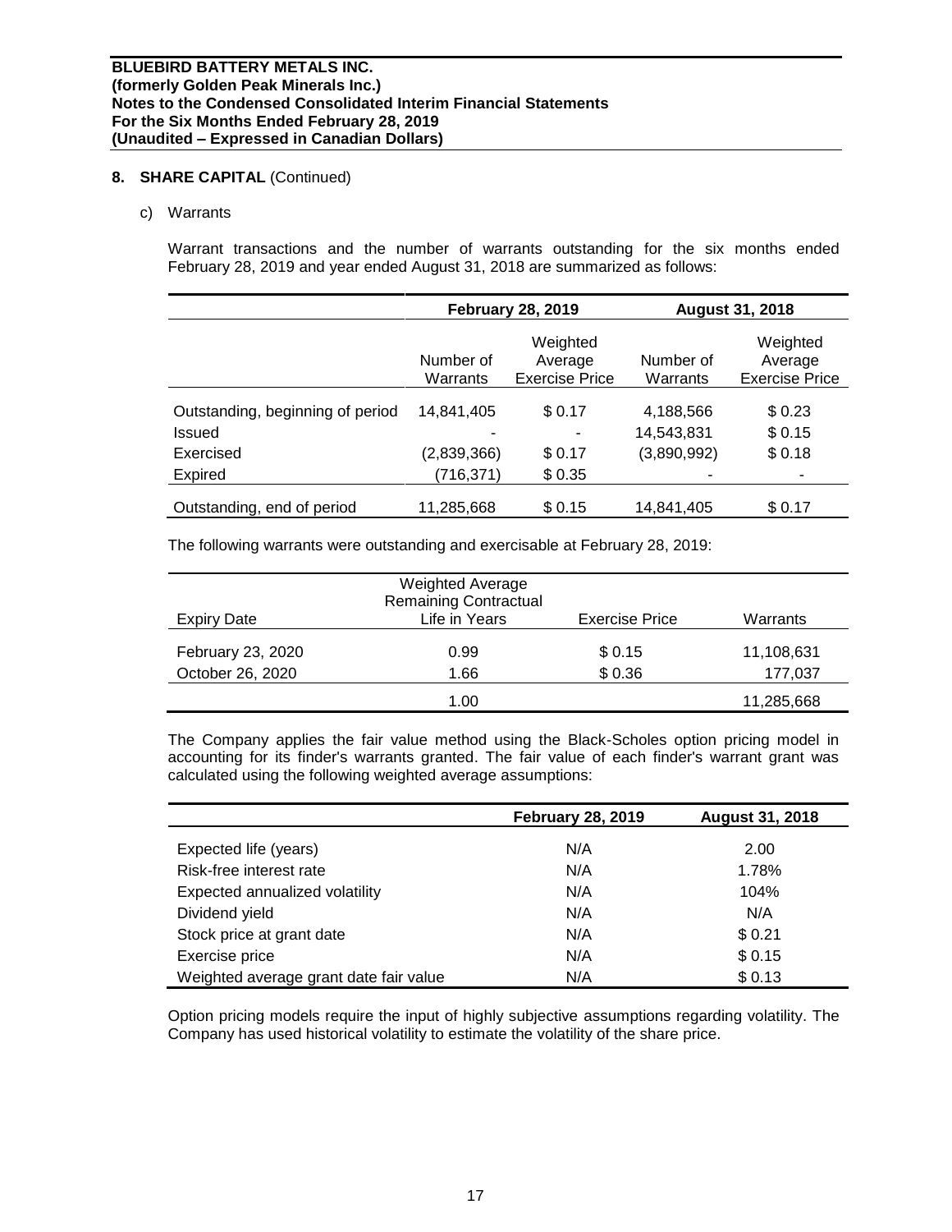**BLUEBIRD BATTERY METALS INC.**
**(formerly Golden Peak Minerals Inc.)**
**Notes to the Condensed Consolidated Interim Financial Statements**
**For the Six Months Ended February 28, 2019**
**(Unaudited – Expressed in Canadian Dollars)**

## 8. SHARE CAPITAL (Continued)

c) Warrants

Warrant transactions and the number of warrants outstanding for the six months ended February 28, 2019 and year ended August 31, 2018 are summarized as follows:

| | February 28, 2019 | | August 31, 2018 | |
|---|---|---|---|---|
| | Number of Warrants | Weighted Average Exercise Price | Number of Warrants | Weighted Average Exercise Price |
| Outstanding, beginning of period | 14,841,405 | $ 0.17 | 4,188,566 | $ 0.23 |
| Issued | - | - | 14,543,831 | $ 0.15 |
| Exercised | (2,839,366) | $ 0.17 | (3,890,992) | $ 0.18 |
| Expired | (716,371) | $ 0.35 | - | - |
| Outstanding, end of period | 11,285,668 | $ 0.15 | 14,841,405 | $ 0.17 |

The following warrants were outstanding and exercisable at February 28, 2019:

| Expiry Date | Weighted Average Remaining Contractual Life in Years | Exercise Price | Warrants |
|---|---|---|---|
| February 23, 2020 | 0.99 | $ 0.15 | 11,108,631 |
| October 26, 2020 | 1.66 | $ 0.36 | 177,037 |
| | 1.00 | | 11,285,668 |

The Company applies the fair value method using the Black-Scholes option pricing model in accounting for its finder's warrants granted. The fair value of each finder's warrant grant was calculated using the following weighted average assumptions:

| | February 28, 2019 | August 31, 2018 |
|---|---|---|
| Expected life (years) | N/A | 2.00 |
| Risk-free interest rate | N/A | 1.78% |
| Expected annualized volatility | N/A | 104% |
| Dividend yield | N/A | N/A |
| Stock price at grant date | N/A | $ 0.21 |
| Exercise price | N/A | $ 0.15 |
| Weighted average grant date fair value | N/A | $ 0.13 |

Option pricing models require the input of highly subjective assumptions regarding volatility. The Company has used historical volatility to estimate the volatility of the share price.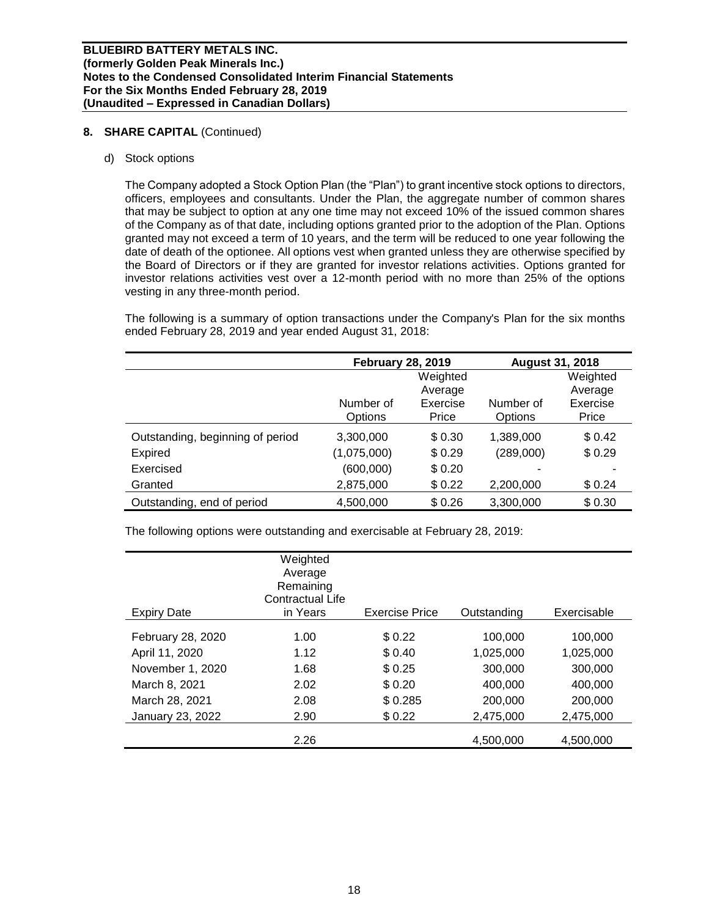## 8. SHARE CAPITAL (Continued)

d) Stock options

The Company adopted a Stock Option Plan (the "Plan") to grant incentive stock options to directors, officers, employees and consultants. Under the Plan, the aggregate number of common shares that may be subject to option at any one time may not exceed 10% of the issued common shares of the Company as of that date, including options granted prior to the adoption of the Plan. Options granted may not exceed a term of 10 years, and the term will be reduced to one year following the date of death of the optionee. All options vest when granted unless they are otherwise specified by the Board of Directors or if they are granted for investor relations activities. Options granted for investor relations activities vest over a 12-month period with no more than 25% of the options vesting in any three-month period.

The following is a summary of option transactions under the Company's Plan for the six months ended February 28, 2019 and year ended August 31, 2018:

| | February 28, 2019 | | August 31, 2018 | |
|---|---|---|---|---|
| | Number of Options | Weighted Average Exercise Price | Number of Options | Weighted Average Exercise Price |
| Outstanding, beginning of period | 3,300,000 | $ 0.30 | 1,389,000 | $ 0.42 |
| Expired | (1,075,000) | $ 0.29 | (289,000) | $ 0.29 |
| Exercised | (600,000) | $ 0.20 | - | - |
| Granted | 2,875,000 | $ 0.22 | 2,200,000 | $ 0.24 |
| Outstanding, end of period | 4,500,000 | $ 0.26 | 3,300,000 | $ 0.30 |

The following options were outstanding and exercisable at February 28, 2019:

| Expiry Date | Weighted Average Remaining Contractual Life in Years | Exercise Price | Outstanding | Exercisable |
|---|---|---|---|---|
| February 28, 2020 | 1.00 | $ 0.22 | 100,000 | 100,000 |
| April 11, 2020 | 1.12 | $ 0.40 | 1,025,000 | 1,025,000 |
| November 1, 2020 | 1.68 | $ 0.25 | 300,000 | 300,000 |
| March 8, 2021 | 2.02 | $ 0.20 | 400,000 | 400,000 |
| March 28, 2021 | 2.08 | $ 0.285 | 200,000 | 200,000 |
| January 23, 2022 | 2.90 | $ 0.22 | 2,475,000 | 2,475,000 |
| | 2.26 | | 4,500,000 | 4,500,000 |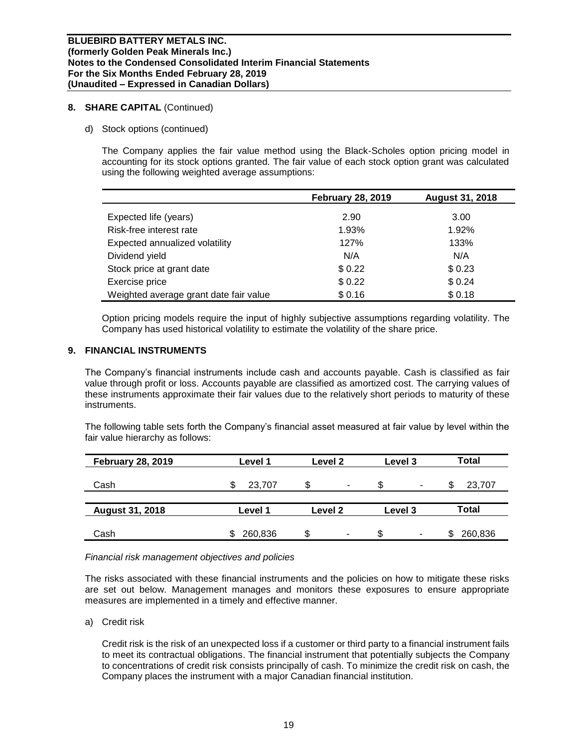## 8. SHARE CAPITAL (Continued)

d) Stock options (continued)

The Company applies the fair value method using the Black-Scholes option pricing model in accounting for its stock options granted. The fair value of each stock option grant was calculated using the following weighted average assumptions:

| | February 28, 2019 | August 31, 2018 |
|---|---|---|
| Expected life (years) | 2.90 | 3.00 |
| Risk-free interest rate | 1.93% | 1.92% |
| Expected annualized volatility | 127% | 133% |
| Dividend yield | N/A | N/A |
| Stock price at grant date | $ 0.22 | $ 0.23 |
| Exercise price | $ 0.22 | $ 0.24 |
| Weighted average grant date fair value | $ 0.16 | $ 0.18 |

Option pricing models require the input of highly subjective assumptions regarding volatility. The Company has used historical volatility to estimate the volatility of the share price.

## 9. FINANCIAL INSTRUMENTS

The Company's financial instruments include cash and accounts payable. Cash is classified as fair value through profit or loss. Accounts payable are classified as amortized cost. The carrying values of these instruments approximate their fair values due to the relatively short periods to maturity of these instruments.

The following table sets forth the Company's financial asset measured at fair value by level within the fair value hierarchy as follows:

| February 28, 2019 | Level 1 | Level 2 | Level 3 | Total |
|---|---|---|---|---|
| Cash | $ 23,707 | $ - | $ - | $ 23,707 |
| **August 31, 2018** | **Level 1** | **Level 2** | **Level 3** | **Total** |
| Cash | $ 260,836 | $ - | $ - | $ 260,836 |

*Financial risk management objectives and policies*

The risks associated with these financial instruments and the policies on how to mitigate these risks are set out below. Management manages and monitors these exposures to ensure appropriate measures are implemented in a timely and effective manner.

a) Credit risk

Credit risk is the risk of an unexpected loss if a customer or third party to a financial instrument fails to meet its contractual obligations. The financial instrument that potentially subjects the Company to concentrations of credit risk consists principally of cash. To minimize the credit risk on cash, the Company places the instrument with a major Canadian financial institution.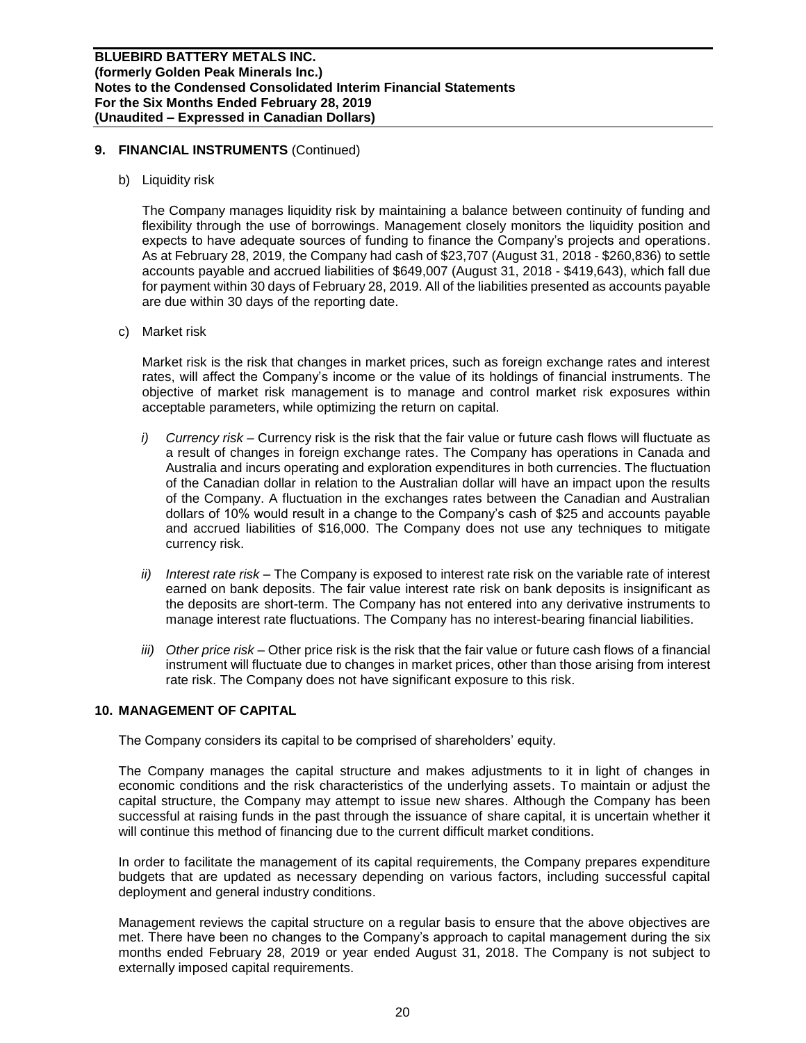## 9. FINANCIAL INSTRUMENTS (Continued)

b) Liquidity risk

The Company manages liquidity risk by maintaining a balance between continuity of funding and flexibility through the use of borrowings. Management closely monitors the liquidity position and expects to have adequate sources of funding to finance the Company's projects and operations. As at February 28, 2019, the Company had cash of $23,707 (August 31, 2018 - $260,836) to settle accounts payable and accrued liabilities of $649,007 (August 31, 2018 - $419,643), which fall due for payment within 30 days of February 28, 2019. All of the liabilities presented as accounts payable are due within 30 days of the reporting date.

c) Market risk

Market risk is the risk that changes in market prices, such as foreign exchange rates and interest rates, will affect the Company's income or the value of its holdings of financial instruments. The objective of market risk management is to manage and control market risk exposures within acceptable parameters, while optimizing the return on capital.

*i) Currency risk* – Currency risk is the risk that the fair value or future cash flows will fluctuate as a result of changes in foreign exchange rates. The Company has operations in Canada and Australia and incurs operating and exploration expenditures in both currencies. The fluctuation of the Canadian dollar in relation to the Australian dollar will have an impact upon the results of the Company. A fluctuation in the exchanges rates between the Canadian and Australian dollars of 10% would result in a change to the Company's cash of $25 and accounts payable and accrued liabilities of $16,000. The Company does not use any techniques to mitigate currency risk.

*ii) Interest rate risk* – The Company is exposed to interest rate risk on the variable rate of interest earned on bank deposits. The fair value interest rate risk on bank deposits is insignificant as the deposits are short-term. The Company has not entered into any derivative instruments to manage interest rate fluctuations. The Company has no interest-bearing financial liabilities.

*iii) Other price risk* – Other price risk is the risk that the fair value or future cash flows of a financial instrument will fluctuate due to changes in market prices, other than those arising from interest rate risk. The Company does not have significant exposure to this risk.

## 10. MANAGEMENT OF CAPITAL

The Company considers its capital to be comprised of shareholders' equity.

The Company manages the capital structure and makes adjustments to it in light of changes in economic conditions and the risk characteristics of the underlying assets. To maintain or adjust the capital structure, the Company may attempt to issue new shares. Although the Company has been successful at raising funds in the past through the issuance of share capital, it is uncertain whether it will continue this method of financing due to the current difficult market conditions.

In order to facilitate the management of its capital requirements, the Company prepares expenditure budgets that are updated as necessary depending on various factors, including successful capital deployment and general industry conditions.

Management reviews the capital structure on a regular basis to ensure that the above objectives are met. There have been no changes to the Company's approach to capital management during the six months ended February 28, 2019 or year ended August 31, 2018. The Company is not subject to externally imposed capital requirements.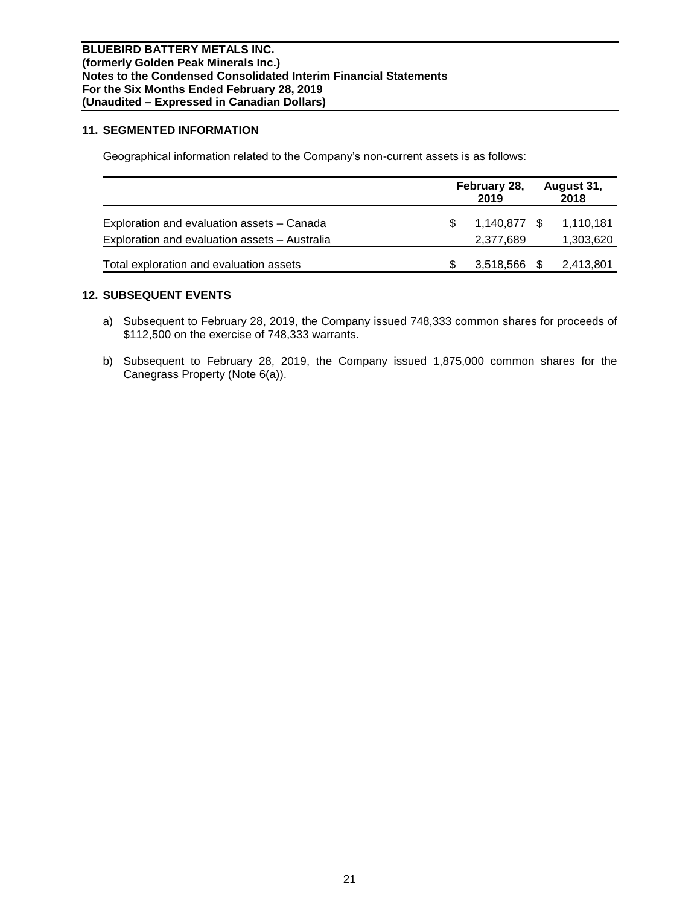## 11. SEGMENTED INFORMATION

Geographical information related to the Company's non-current assets is as follows:

| | February 28, 2019 | August 31, 2018 |
|---|---|---|
| Exploration and evaluation assets – Canada | $ 1,140,877 | $ 1,110,181 |
| Exploration and evaluation assets – Australia | 2,377,689 | 1,303,620 |
| Total exploration and evaluation assets | $ 3,518,566 | $ 2,413,801 |

## 12. SUBSEQUENT EVENTS

a) Subsequent to February 28, 2019, the Company issued 748,333 common shares for proceeds of $112,500 on the exercise of 748,333 warrants.

b) Subsequent to February 28, 2019, the Company issued 1,875,000 common shares for the Canegrass Property (Note 6(a)).